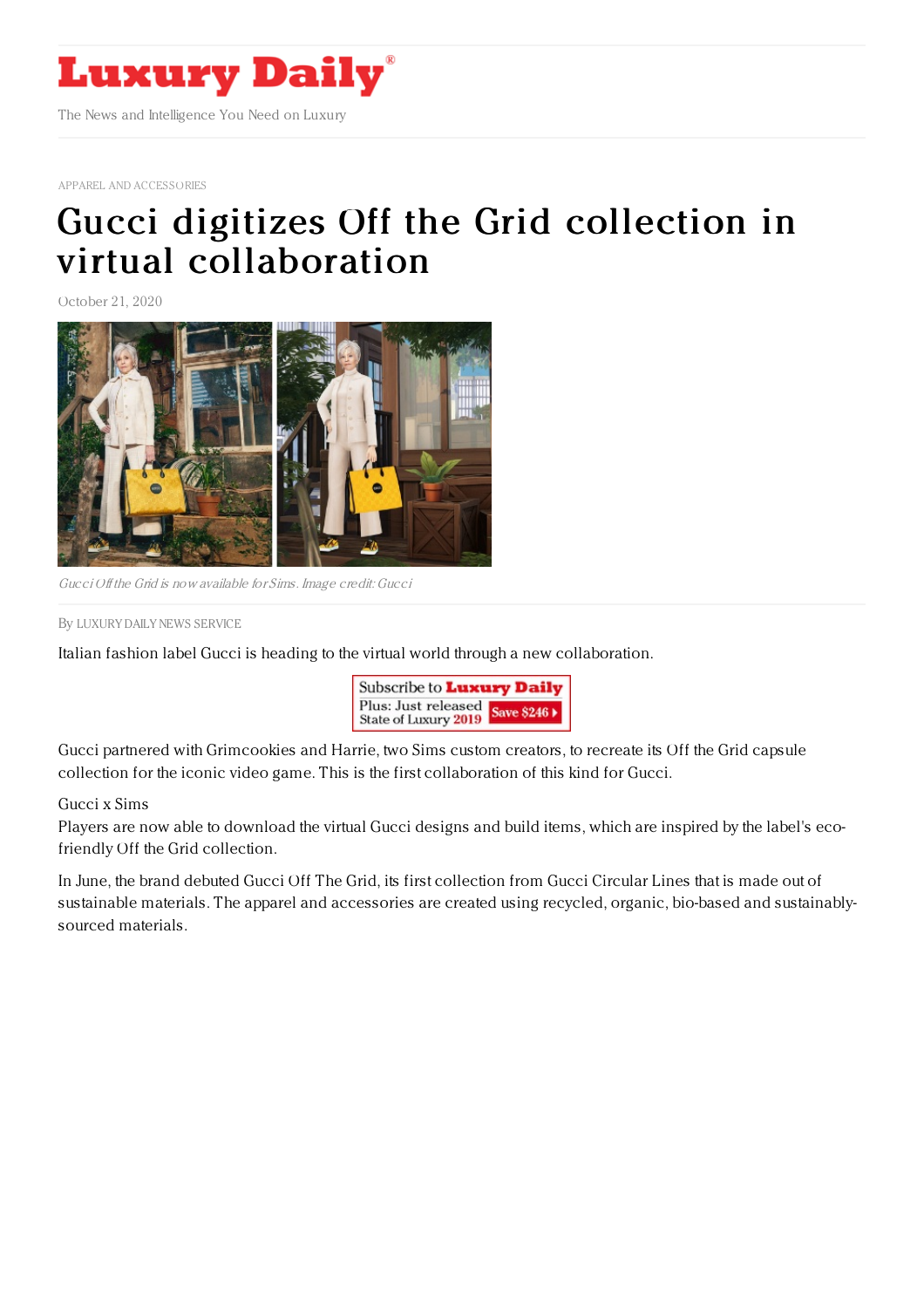# Luxury Daily

The News and Intelligence You Need on Luxury

APPAREL AND ACCESSORIES

# Gucci digitizes Off the Grid collection in virtual collaboration

October 21, 2020

*Gucci Off the Grid is now available for Sims. Image credit: Gucci*

By LUXURY DAILY NEWS SERVICE

Italian fashion label Gucci is heading to the virtual world through a new collaboration.

Subscribe to **Luxury Daily**
Plus: Just released State of Luxury 2019 **Save $246**

Gucci partnered with Grimcookies and Harrie, two Sims custom creators, to recreate its Off the Grid capsule collection for the iconic video game. This is the first collaboration of this kind for Gucci.

Gucci x Sims

Players are now able to download the virtual Gucci designs and build items, which are inspired by the label's eco-friendly Off the Grid collection.

In June, the brand debuted Gucci Off The Grid, its first collection from Gucci Circular Lines that is made out of sustainable materials. The apparel and accessories are created using recycled, organic, bio-based and sustainably-sourced materials.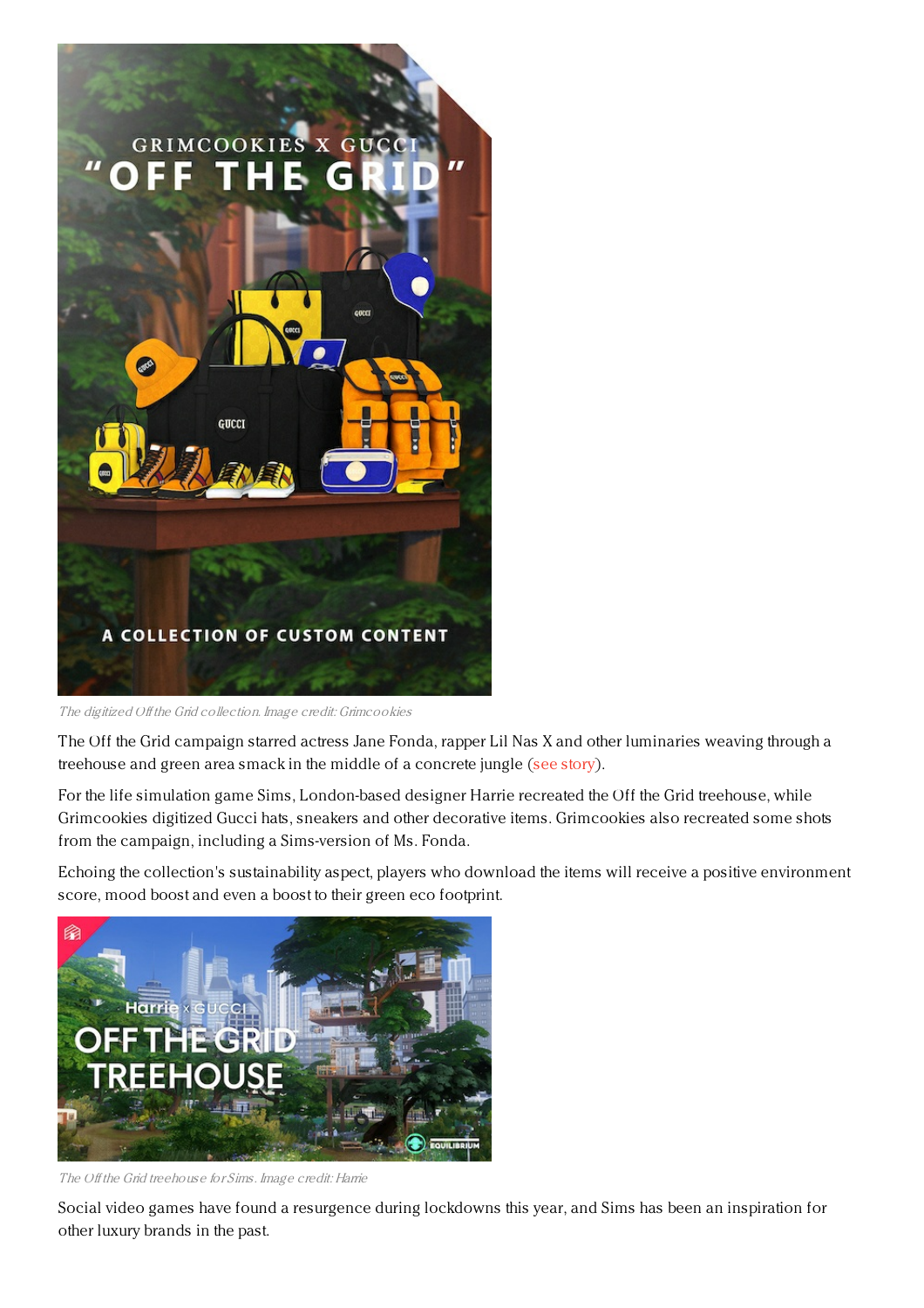The digitized Off the Grid collection. Image credit: Grimcookies

The Off the Grid campaign starred actress Jane Fonda, rapper Lil Nas X and other luminaries weaving through a treehouse and green area smack in the middle of a concrete jungle (see story).

For the life simulation game Sims, London-based designer Harrie recreated the Off the Grid treehouse, while Grimcookies digitized Gucci hats, sneakers and other decorative items. Grimcookies also recreated some shots from the campaign, including a Sims-version of Ms. Fonda.

Echoing the collection's sustainability aspect, players who download the items will receive a positive environment score, mood boost and even a boost to their green eco footprint.

The Off the Grid treehouse for Sims. Image credit: Harrie

Social video games have found a resurgence during lockdowns this year, and Sims has been an inspiration for other luxury brands in the past.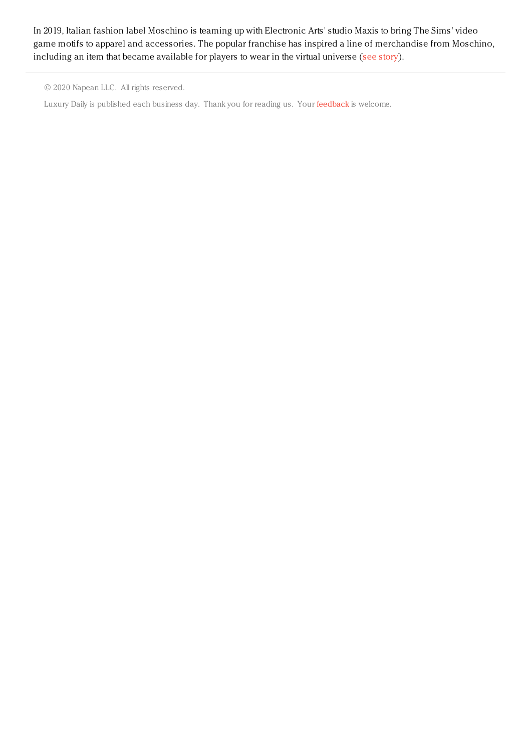In 2019, Italian fashion label Moschino is teaming up with Electronic Arts' studio Maxis to bring The Sims' video game motifs to apparel and accessories. The popular franchise has inspired a line of merchandise from Moschino, including an item that became available for players to wear in the virtual universe (see story).

© 2020 Napean LLC. All rights reserved.

Luxury Daily is published each business day. Thank you for reading us. Your feedback is welcome.